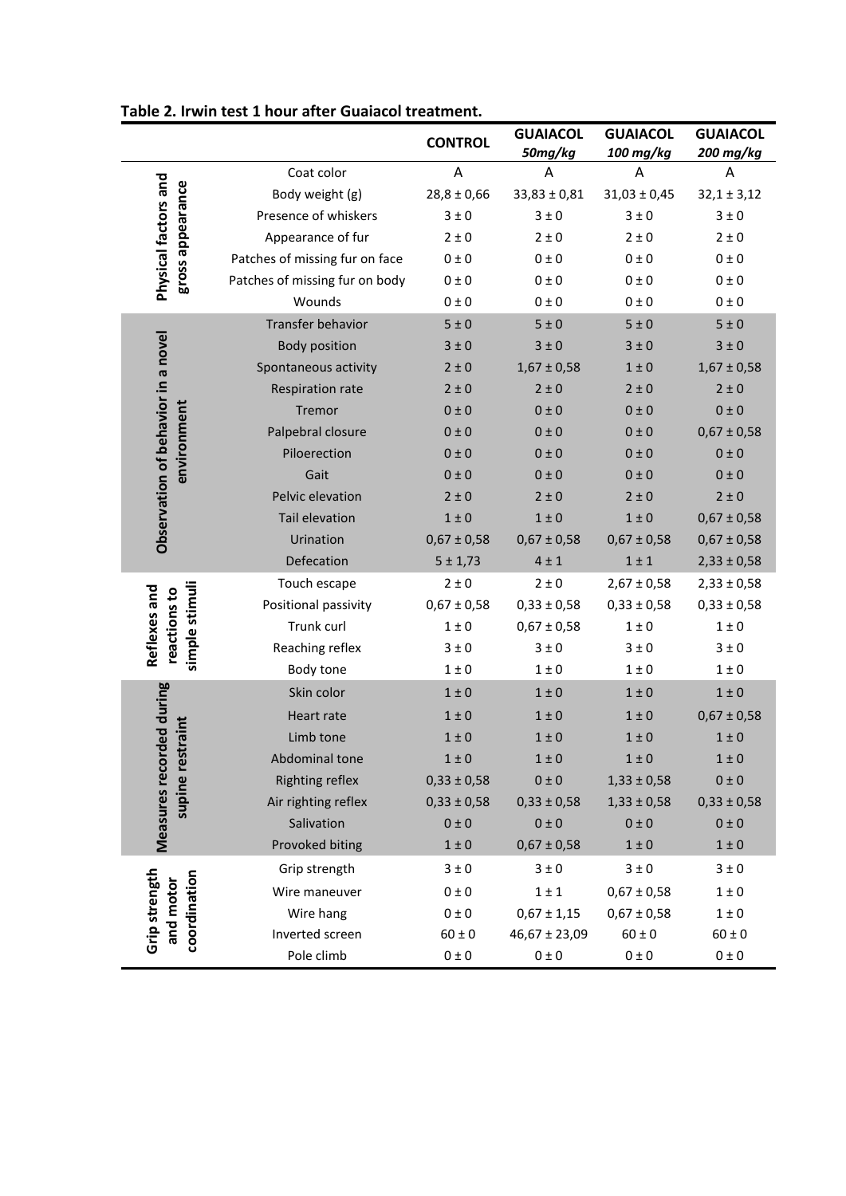**Table 2. Irwin test 1 hour after Guaiacol treatment.**

| | | CONTROL | GUAIACOL *50mg/kg* | GUAIACOL *100 mg/kg* | GUAIACOL *200 mg/kg* |
|---|---|---|---|---|---|
| **Physical factors and gross appearance** | Coat color | A | A | A | A |
| | Body weight (g) | 28,8 ± 0,66 | 33,83 ± 0,81 | 31,03 ± 0,45 | 32,1 ± 3,12 |
| | Presence of whiskers | 3 ± 0 | 3 ± 0 | 3 ± 0 | 3 ± 0 |
| | Appearance of fur | 2 ± 0 | 2 ± 0 | 2 ± 0 | 2 ± 0 |
| | Patches of missing fur on face | 0 ± 0 | 0 ± 0 | 0 ± 0 | 0 ± 0 |
| | Patches of missing fur on body | 0 ± 0 | 0 ± 0 | 0 ± 0 | 0 ± 0 |
| | Wounds | 0 ± 0 | 0 ± 0 | 0 ± 0 | 0 ± 0 |
| **Observation of behavior in a novel environment** | Transfer behavior | 5 ± 0 | 5 ± 0 | 5 ± 0 | 5 ± 0 |
| | Body position | 3 ± 0 | 3 ± 0 | 3 ± 0 | 3 ± 0 |
| | Spontaneous activity | 2 ± 0 | 1,67 ± 0,58 | 1 ± 0 | 1,67 ± 0,58 |
| | Respiration rate | 2 ± 0 | 2 ± 0 | 2 ± 0 | 2 ± 0 |
| | Tremor | 0 ± 0 | 0 ± 0 | 0 ± 0 | 0 ± 0 |
| | Palpebral closure | 0 ± 0 | 0 ± 0 | 0 ± 0 | 0,67 ± 0,58 |
| | Piloerection | 0 ± 0 | 0 ± 0 | 0 ± 0 | 0 ± 0 |
| | Gait | 0 ± 0 | 0 ± 0 | 0 ± 0 | 0 ± 0 |
| | Pelvic elevation | 2 ± 0 | 2 ± 0 | 2 ± 0 | 2 ± 0 |
| | Tail elevation | 1 ± 0 | 1 ± 0 | 1 ± 0 | 0,67 ± 0,58 |
| | Urination | 0,67 ± 0,58 | 0,67 ± 0,58 | 0,67 ± 0,58 | 0,67 ± 0,58 |
| | Defecation | 5 ± 1,73 | 4 ± 1 | 1 ± 1 | 2,33 ± 0,58 |
| **Reflexes and reactions to simple stimuli** | Touch escape | 2 ± 0 | 2 ± 0 | 2,67 ± 0,58 | 2,33 ± 0,58 |
| | Positional passivity | 0,67 ± 0,58 | 0,33 ± 0,58 | 0,33 ± 0,58 | 0,33 ± 0,58 |
| | Trunk curl | 1 ± 0 | 0,67 ± 0,58 | 1 ± 0 | 1 ± 0 |
| | Reaching reflex | 3 ± 0 | 3 ± 0 | 3 ± 0 | 3 ± 0 |
| | Body tone | 1 ± 0 | 1 ± 0 | 1 ± 0 | 1 ± 0 |
| **Measures recorded during supine restraint** | Skin color | 1 ± 0 | 1 ± 0 | 1 ± 0 | 1 ± 0 |
| | Heart rate | 1 ± 0 | 1 ± 0 | 1 ± 0 | 0,67 ± 0,58 |
| | Limb tone | 1 ± 0 | 1 ± 0 | 1 ± 0 | 1 ± 0 |
| | Abdominal tone | 1 ± 0 | 1 ± 0 | 1 ± 0 | 1 ± 0 |
| | Righting reflex | 0,33 ± 0,58 | 0 ± 0 | 1,33 ± 0,58 | 0 ± 0 |
| | Air righting reflex | 0,33 ± 0,58 | 0,33 ± 0,58 | 1,33 ± 0,58 | 0,33 ± 0,58 |
| | Salivation | 0 ± 0 | 0 ± 0 | 0 ± 0 | 0 ± 0 |
| | Provoked biting | 1 ± 0 | 0,67 ± 0,58 | 1 ± 0 | 1 ± 0 |
| **Grip strength and motor coordination** | Grip strength | 3 ± 0 | 3 ± 0 | 3 ± 0 | 3 ± 0 |
| | Wire maneuver | 0 ± 0 | 1 ± 1 | 0,67 ± 0,58 | 1 ± 0 |
| | Wire hang | 0 ± 0 | 0,67 ± 1,15 | 0,67 ± 0,58 | 1 ± 0 |
| | Inverted screen | 60 ± 0 | 46,67 ± 23,09 | 60 ± 0 | 60 ± 0 |
| | Pole climb | 0 ± 0 | 0 ± 0 | 0 ± 0 | 0 ± 0 |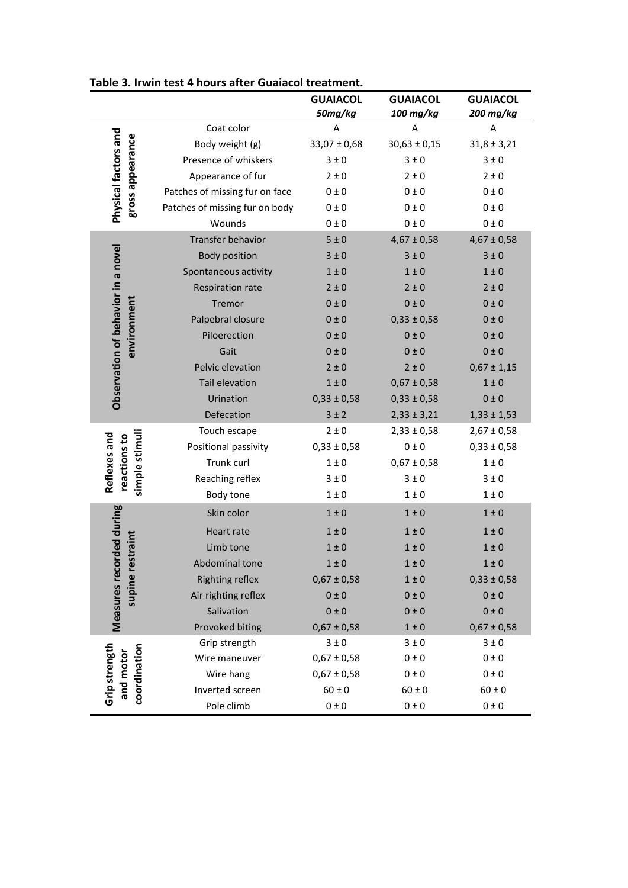**Table 3. Irwin test 4 hours after Guaiacol treatment.**

| | | GUAIACOL *50mg/kg* | GUAIACOL *100 mg/kg* | GUAIACOL *200 mg/kg* |
|---|---|---|---|---|
| **Physical factors and gross appearance** | Coat color | A | A | A |
| | Body weight (g) | 33,07 ± 0,68 | 30,63 ± 0,15 | 31,8 ± 3,21 |
| | Presence of whiskers | 3 ± 0 | 3 ± 0 | 3 ± 0 |
| | Appearance of fur | 2 ± 0 | 2 ± 0 | 2 ± 0 |
| | Patches of missing fur on face | 0 ± 0 | 0 ± 0 | 0 ± 0 |
| | Patches of missing fur on body | 0 ± 0 | 0 ± 0 | 0 ± 0 |
| | Wounds | 0 ± 0 | 0 ± 0 | 0 ± 0 |
| **Observation of behavior in a novel environment** | Transfer behavior | 5 ± 0 | 4,67 ± 0,58 | 4,67 ± 0,58 |
| | Body position | 3 ± 0 | 3 ± 0 | 3 ± 0 |
| | Spontaneous activity | 1 ± 0 | 1 ± 0 | 1 ± 0 |
| | Respiration rate | 2 ± 0 | 2 ± 0 | 2 ± 0 |
| | Tremor | 0 ± 0 | 0 ± 0 | 0 ± 0 |
| | Palpebral closure | 0 ± 0 | 0,33 ± 0,58 | 0 ± 0 |
| | Piloerection | 0 ± 0 | 0 ± 0 | 0 ± 0 |
| | Gait | 0 ± 0 | 0 ± 0 | 0 ± 0 |
| | Pelvic elevation | 2 ± 0 | 2 ± 0 | 0,67 ± 1,15 |
| | Tail elevation | 1 ± 0 | 0,67 ± 0,58 | 1 ± 0 |
| | Urination | 0,33 ± 0,58 | 0,33 ± 0,58 | 0 ± 0 |
| | Defecation | 3 ± 2 | 2,33 ± 3,21 | 1,33 ± 1,53 |
| **Reflexes and reactions to simple stimuli** | Touch escape | 2 ± 0 | 2,33 ± 0,58 | 2,67 ± 0,58 |
| | Positional passivity | 0,33 ± 0,58 | 0 ± 0 | 0,33 ± 0,58 |
| | Trunk curl | 1 ± 0 | 0,67 ± 0,58 | 1 ± 0 |
| | Reaching reflex | 3 ± 0 | 3 ± 0 | 3 ± 0 |
| | Body tone | 1 ± 0 | 1 ± 0 | 1 ± 0 |
| **Measures recorded during supine restraint** | Skin color | 1 ± 0 | 1 ± 0 | 1 ± 0 |
| | Heart rate | 1 ± 0 | 1 ± 0 | 1 ± 0 |
| | Limb tone | 1 ± 0 | 1 ± 0 | 1 ± 0 |
| | Abdominal tone | 1 ± 0 | 1 ± 0 | 1 ± 0 |
| | Righting reflex | 0,67 ± 0,58 | 1 ± 0 | 0,33 ± 0,58 |
| | Air righting reflex | 0 ± 0 | 0 ± 0 | 0 ± 0 |
| | Salivation | 0 ± 0 | 0 ± 0 | 0 ± 0 |
| | Provoked biting | 0,67 ± 0,58 | 1 ± 0 | 0,67 ± 0,58 |
| **Grip strength and motor coordination** | Grip strength | 3 ± 0 | 3 ± 0 | 3 ± 0 |
| | Wire maneuver | 0,67 ± 0,58 | 0 ± 0 | 0 ± 0 |
| | Wire hang | 0,67 ± 0,58 | 0 ± 0 | 0 ± 0 |
| | Inverted screen | 60 ± 0 | 60 ± 0 | 60 ± 0 |
| | Pole climb | 0 ± 0 | 0 ± 0 | 0 ± 0 |